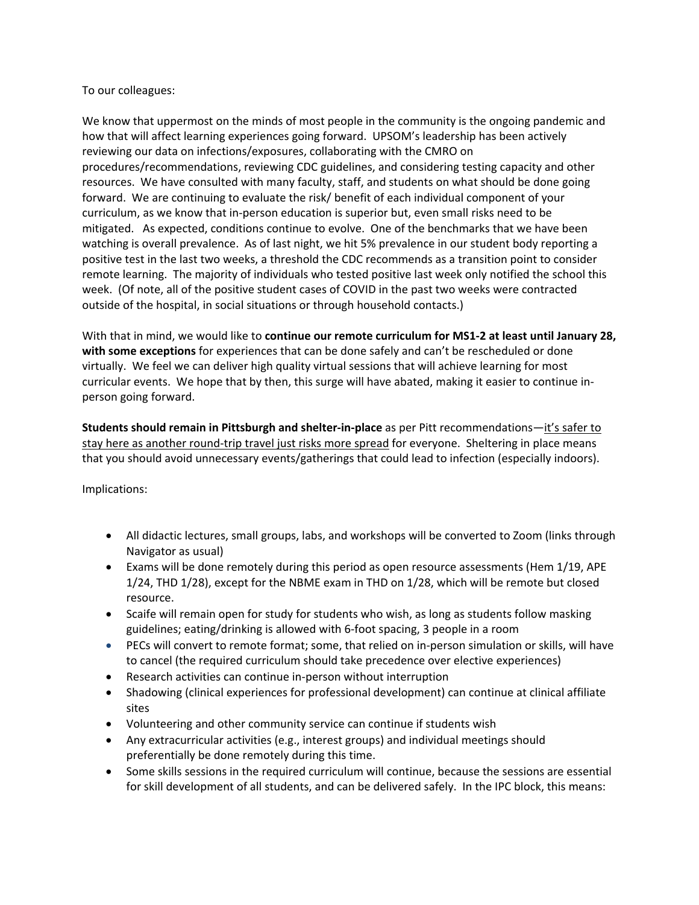To our colleagues:

We know that uppermost on the minds of most people in the community is the ongoing pandemic and how that will affect learning experiences going forward. UPSOM's leadership has been actively reviewing our data on infections/exposures, collaborating with the CMRO on procedures/recommendations, reviewing CDC guidelines, and considering testing capacity and other resources. We have consulted with many faculty, staff, and students on what should be done going forward. We are continuing to evaluate the risk/ benefit of each individual component of your curriculum, as we know that in-person education is superior but, even small risks need to be mitigated. As expected, conditions continue to evolve. One of the benchmarks that we have been watching is overall prevalence. As of last night, we hit 5% prevalence in our student body reporting a positive test in the last two weeks, a threshold the CDC recommends as a transition point to consider remote learning. The majority of individuals who tested positive last week only notified the school this week. (Of note, all of the positive student cases of COVID in the past two weeks were contracted outside of the hospital, in social situations or through household contacts.)

With that in mind, we would like to **continue our remote curriculum for MS1-2 at least until January 28, with some exceptions** for experiences that can be done safely and can't be rescheduled or done virtually. We feel we can deliver high quality virtual sessions that will achieve learning for most curricular events. We hope that by then, this surge will have abated, making it easier to continue in-person going forward.

**Students should remain in Pittsburgh and shelter-in-place** as per Pitt recommendations—<u>it's safer to stay here as another round-trip travel just risks more spread</u> for everyone. Sheltering in place means that you should avoid unnecessary events/gatherings that could lead to infection (especially indoors).

Implications:

- All didactic lectures, small groups, labs, and workshops will be converted to Zoom (links through Navigator as usual)
- Exams will be done remotely during this period as open resource assessments (Hem 1/19, APE 1/24, THD 1/28), except for the NBME exam in THD on 1/28, which will be remote but closed resource.
- Scaife will remain open for study for students who wish, as long as students follow masking guidelines; eating/drinking is allowed with 6-foot spacing, 3 people in a room
- PECs will convert to remote format; some, that relied on in-person simulation or skills, will have to cancel (the required curriculum should take precedence over elective experiences)
- Research activities can continue in-person without interruption
- Shadowing (clinical experiences for professional development) can continue at clinical affiliate sites
- Volunteering and other community service can continue if students wish
- Any extracurricular activities (e.g., interest groups) and individual meetings should preferentially be done remotely during this time.
- Some skills sessions in the required curriculum will continue, because the sessions are essential for skill development of all students, and can be delivered safely. In the IPC block, this means: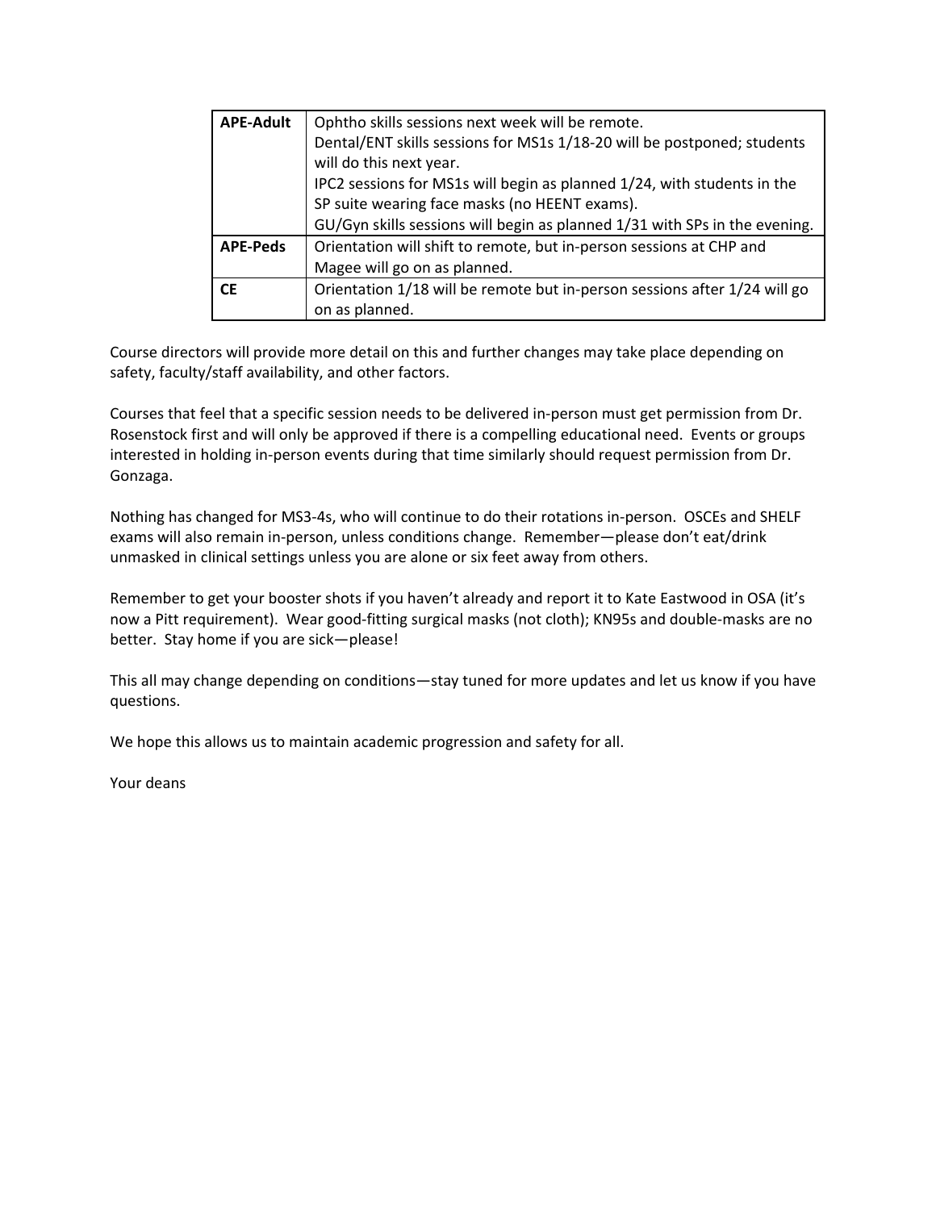| | |
|---|---|
| **APE-Adult** | Ophtho skills sessions next week will be remote.<br>Dental/ENT skills sessions for MS1s 1/18-20 will be postponed; students will do this next year.<br>IPC2 sessions for MS1s will begin as planned 1/24, with students in the SP suite wearing face masks (no HEENT exams).<br>GU/Gyn skills sessions will begin as planned 1/31 with SPs in the evening. |
| **APE-Peds** | Orientation will shift to remote, but in-person sessions at CHP and Magee will go on as planned. |
| **CE** | Orientation 1/18 will be remote but in-person sessions after 1/24 will go on as planned. |

Course directors will provide more detail on this and further changes may take place depending on safety, faculty/staff availability, and other factors.

Courses that feel that a specific session needs to be delivered in-person must get permission from Dr. Rosenstock first and will only be approved if there is a compelling educational need. Events or groups interested in holding in-person events during that time similarly should request permission from Dr. Gonzaga.

Nothing has changed for MS3-4s, who will continue to do their rotations in-person. OSCEs and SHELF exams will also remain in-person, unless conditions change. Remember—please don't eat/drink unmasked in clinical settings unless you are alone or six feet away from others.

Remember to get your booster shots if you haven't already and report it to Kate Eastwood in OSA (it's now a Pitt requirement). Wear good-fitting surgical masks (not cloth); KN95s and double-masks are no better. Stay home if you are sick—please!

This all may change depending on conditions—stay tuned for more updates and let us know if you have questions.

We hope this allows us to maintain academic progression and safety for all.

Your deans